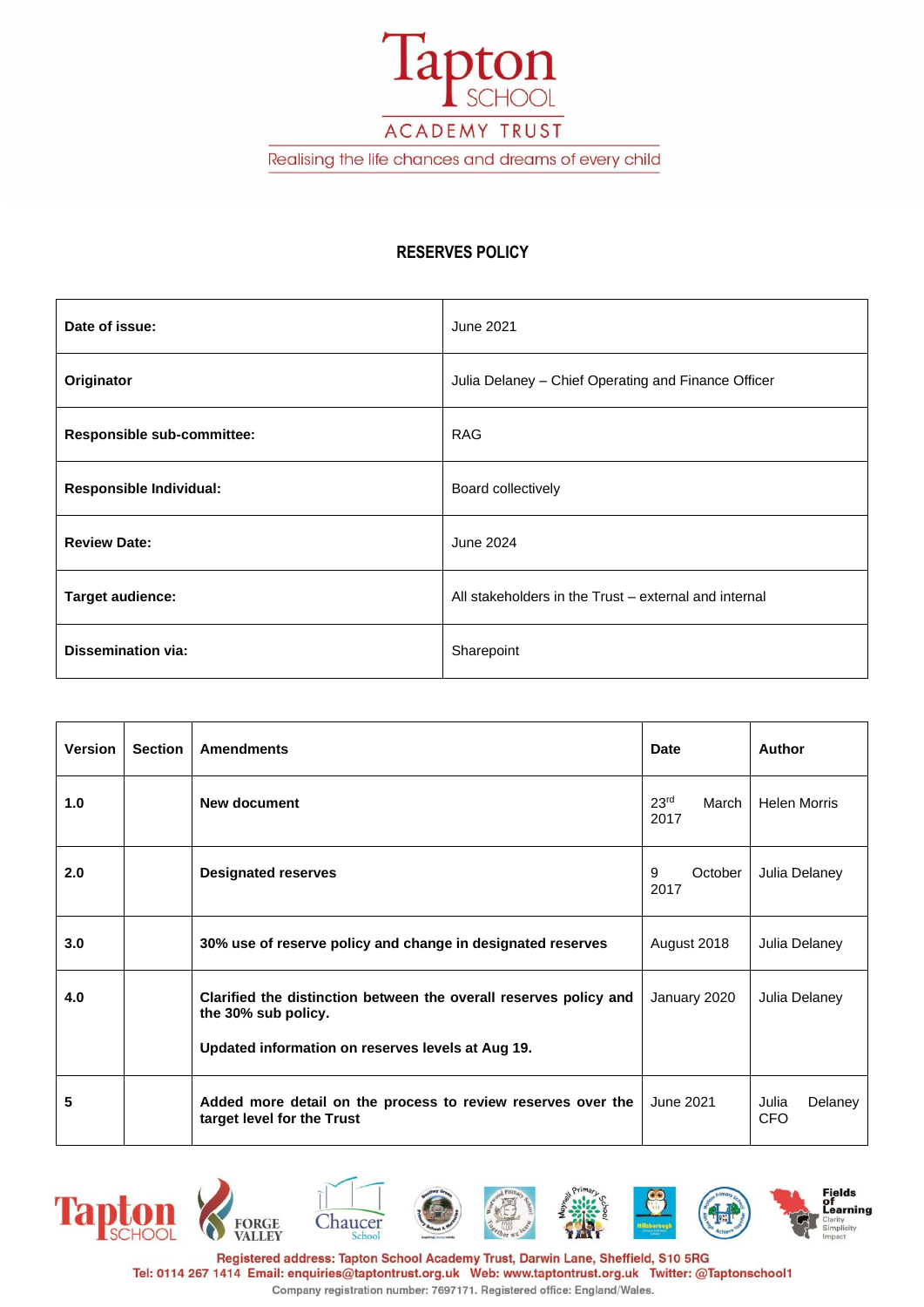Tapton SCHOOL

ACADEMY TRUST

Realising the life chances and dreams of every child

## RESERVES POLICY

| | |
|---|---|
| **Date of issue:** | June 2021 |
| **Originator** | Julia Delaney – Chief Operating and Finance Officer |
| **Responsible sub-committee:** | RAG |
| **Responsible Individual:** | Board collectively |
| **Review Date:** | June 2024 |
| **Target audience:** | All stakeholders in the Trust – external and internal |
| **Dissemination via:** | Sharepoint |

| Version | Section | Amendments | Date | Author |
|---|---|---|---|---|
| **1.0** | | **New document** | 23rd March 2017 | Helen Morris |
| **2.0** | | **Designated reserves** | 9 October 2017 | Julia Delaney |
| **3.0** | | **30% use of reserve policy and change in designated reserves** | August 2018 | Julia Delaney |
| **4.0** | | **Clarified the distinction between the overall reserves policy and the 30% sub policy.**<br><br>**Updated information on reserves levels at Aug 19.** | January 2020 | Julia Delaney |
| **5** | | **Added more detail on the process to review reserves over the target level for the Trust** | June 2021 | Julia Delaney CFO |

Registered address: Tapton School Academy Trust, Darwin Lane, Sheffield, S10 5RG
Tel: 0114 267 1414 Email: enquiries@taptontrust.org.uk Web: www.taptontrust.org.uk Twitter: @Taptonschool1
Company registration number: 7697171. Registered office: England/Wales.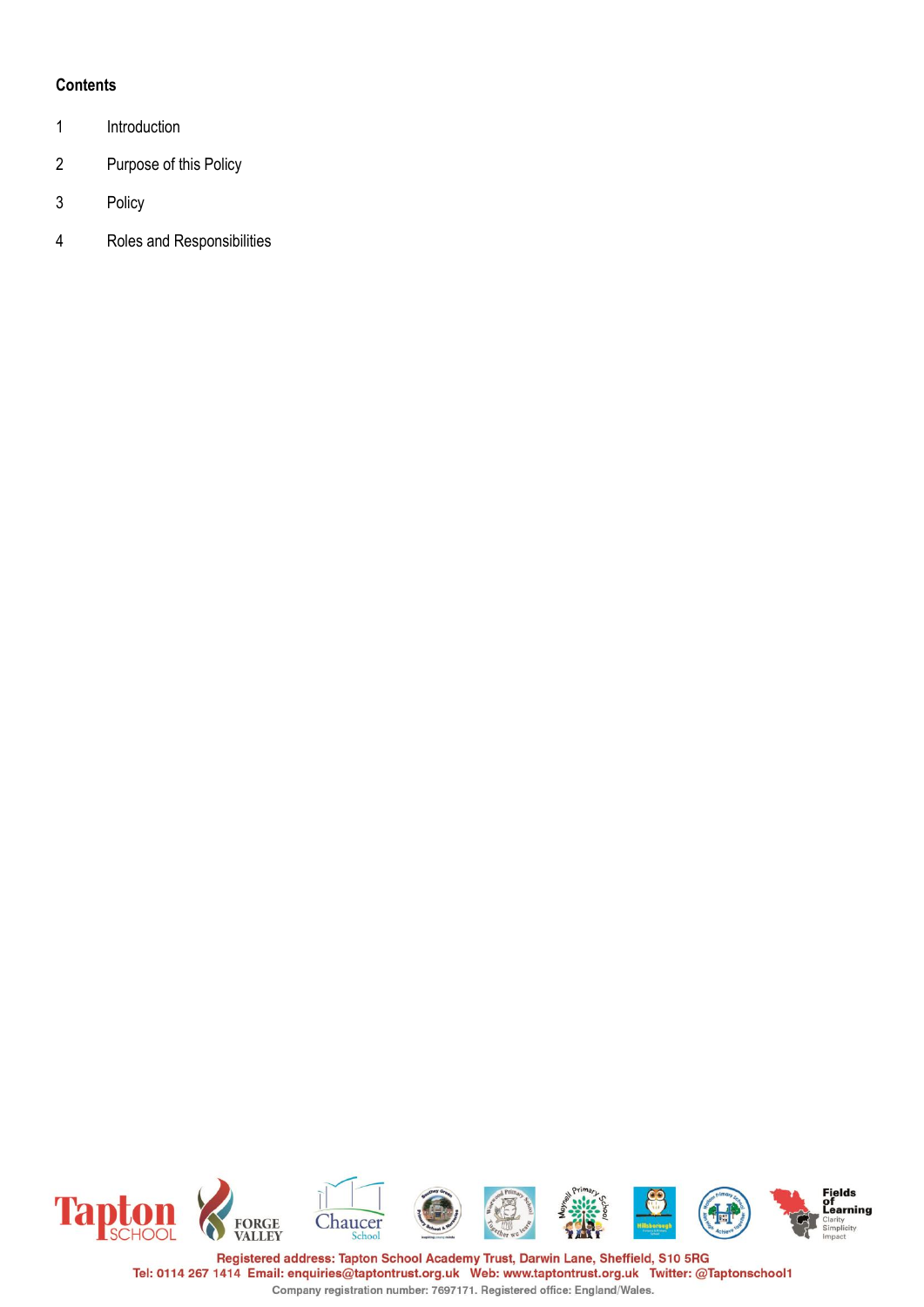**Contents**

1 Introduction

2 Purpose of this Policy

3 Policy

4 Roles and Responsibilities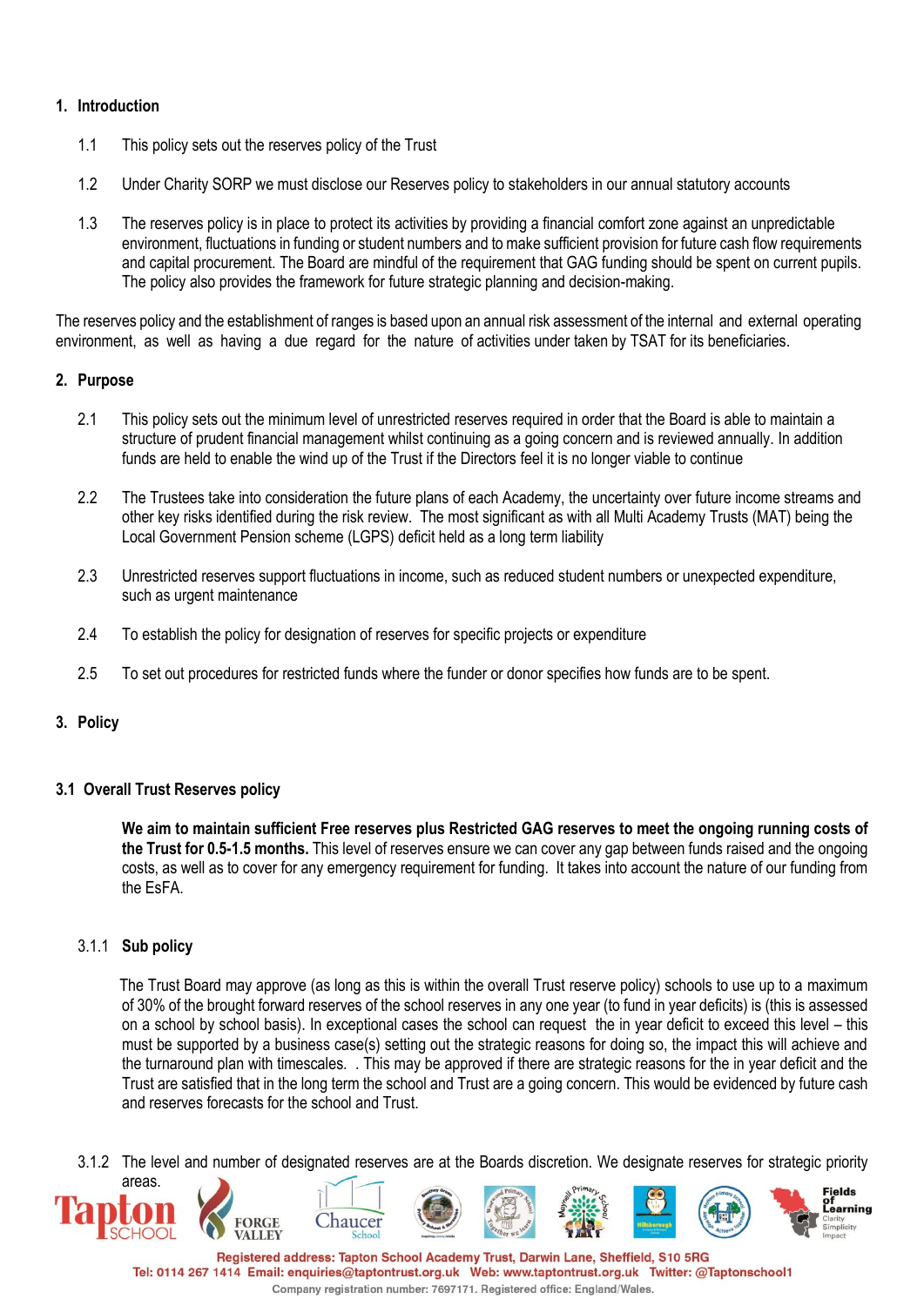## 1. Introduction

1.1 This policy sets out the reserves policy of the Trust

1.2 Under Charity SORP we must disclose our Reserves policy to stakeholders in our annual statutory accounts

1.3 The reserves policy is in place to protect its activities by providing a financial comfort zone against an unpredictable environment, fluctuations in funding or student numbers and to make sufficient provision for future cash flow requirements and capital procurement. The Board are mindful of the requirement that GAG funding should be spent on current pupils. The policy also provides the framework for future strategic planning and decision-making.

The reserves policy and the establishment of ranges is based upon an annual risk assessment of the internal and external operating environment, as well as having a due regard for the nature of activities under taken by TSAT for its beneficiaries.

## 2. Purpose

2.1 This policy sets out the minimum level of unrestricted reserves required in order that the Board is able to maintain a structure of prudent financial management whilst continuing as a going concern and is reviewed annually. In addition funds are held to enable the wind up of the Trust if the Directors feel it is no longer viable to continue

2.2 The Trustees take into consideration the future plans of each Academy, the uncertainty over future income streams and other key risks identified during the risk review. The most significant as with all Multi Academy Trusts (MAT) being the Local Government Pension scheme (LGPS) deficit held as a long term liability

2.3 Unrestricted reserves support fluctuations in income, such as reduced student numbers or unexpected expenditure, such as urgent maintenance

2.4 To establish the policy for designation of reserves for specific projects or expenditure

2.5 To set out procedures for restricted funds where the funder or donor specifies how funds are to be spent.

## 3. Policy

### 3.1 Overall Trust Reserves policy

**We aim to maintain sufficient Free reserves plus Restricted GAG reserves to meet the ongoing running costs of the Trust for 0.5-1.5 months.** This level of reserves ensure we can cover any gap between funds raised and the ongoing costs, as well as to cover for any emergency requirement for funding. It takes into account the nature of our funding from the EsFA.

#### 3.1.1 Sub policy

The Trust Board may approve (as long as this is within the overall Trust reserve policy) schools to use up to a maximum of 30% of the brought forward reserves of the school reserves in any one year (to fund in year deficits) is (this is assessed on a school by school basis). In exceptional cases the school can request the in year deficit to exceed this level – this must be supported by a business case(s) setting out the strategic reasons for doing so, the impact this will achieve and the turnaround plan with timescales. . This may be approved if there are strategic reasons for the in year deficit and the Trust are satisfied that in the long term the school and Trust are a going concern. This would be evidenced by future cash and reserves forecasts for the school and Trust.

3.1.2 The level and number of designated reserves are at the Boards discretion. We designate reserves for strategic priority areas.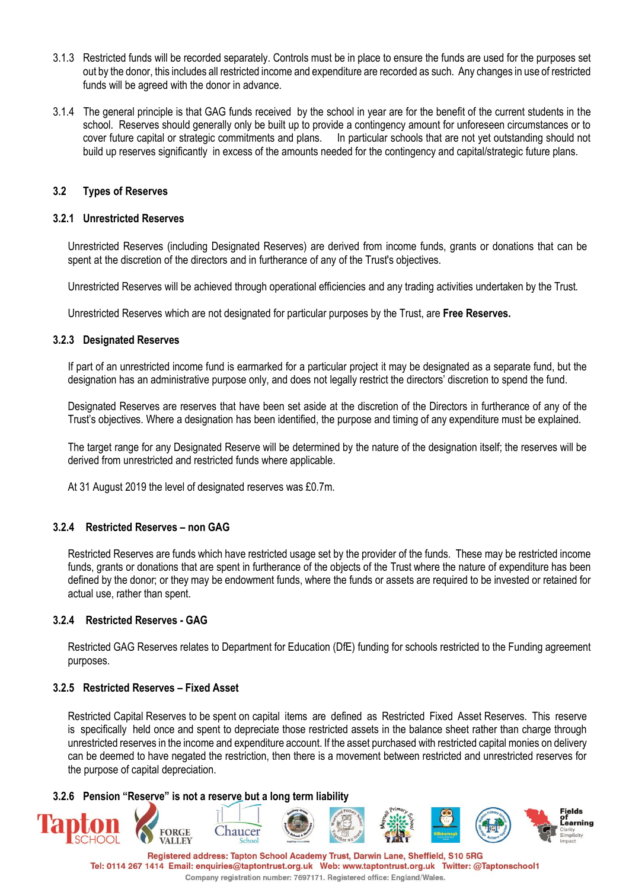3.1.3 Restricted funds will be recorded separately. Controls must be in place to ensure the funds are used for the purposes set out by the donor, this includes all restricted income and expenditure are recorded as such. Any changes in use of restricted funds will be agreed with the donor in advance.

3.1.4 The general principle is that GAG funds received by the school in year are for the benefit of the current students in the school. Reserves should generally only be built up to provide a contingency amount for unforeseen circumstances or to cover future capital or strategic commitments and plans. In particular schools that are not yet outstanding should not build up reserves significantly in excess of the amounts needed for the contingency and capital/strategic future plans.

### 3.2 Types of Reserves

#### 3.2.1 Unrestricted Reserves

Unrestricted Reserves (including Designated Reserves) are derived from income funds, grants or donations that can be spent at the discretion of the directors and in furtherance of any of the Trust's objectives.

Unrestricted Reserves will be achieved through operational efficiencies and any trading activities undertaken by the Trust.

Unrestricted Reserves which are not designated for particular purposes by the Trust, are **Free Reserves.**

#### 3.2.3 Designated Reserves

If part of an unrestricted income fund is earmarked for a particular project it may be designated as a separate fund, but the designation has an administrative purpose only, and does not legally restrict the directors' discretion to spend the fund.

Designated Reserves are reserves that have been set aside at the discretion of the Directors in furtherance of any of the Trust's objectives. Where a designation has been identified, the purpose and timing of any expenditure must be explained.

The target range for any Designated Reserve will be determined by the nature of the designation itself; the reserves will be derived from unrestricted and restricted funds where applicable.

At 31 August 2019 the level of designated reserves was £0.7m.

#### 3.2.4 Restricted Reserves – non GAG

Restricted Reserves are funds which have restricted usage set by the provider of the funds. These may be restricted income funds, grants or donations that are spent in furtherance of the objects of the Trust where the nature of expenditure has been defined by the donor; or they may be endowment funds, where the funds or assets are required to be invested or retained for actual use, rather than spent.

#### 3.2.4 Restricted Reserves - GAG

Restricted GAG Reserves relates to Department for Education (DfE) funding for schools restricted to the Funding agreement purposes.

#### 3.2.5 Restricted Reserves – Fixed Asset

Restricted Capital Reserves to be spent on capital items are defined as Restricted Fixed Asset Reserves. This reserve is specifically held once and spent to depreciate those restricted assets in the balance sheet rather than charge through unrestricted reserves in the income and expenditure account. If the asset purchased with restricted capital monies on delivery can be deemed to have negated the restriction, then there is a movement between restricted and unrestricted reserves for the purpose of capital depreciation.

#### 3.2.6 Pension "Reserve" is not a reserve but a long term liability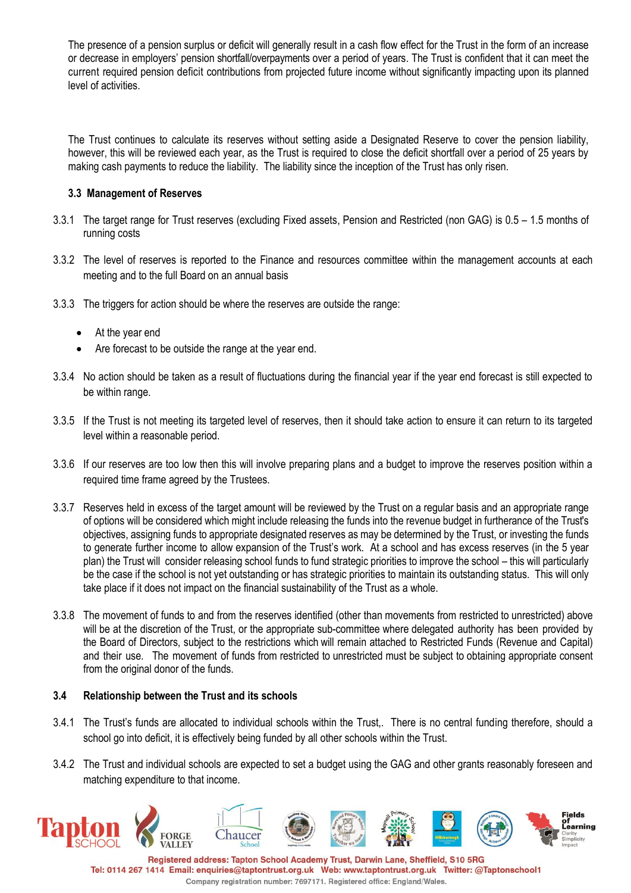The presence of a pension surplus or deficit will generally result in a cash flow effect for the Trust in the form of an increase or decrease in employers' pension shortfall/overpayments over a period of years. The Trust is confident that it can meet the current required pension deficit contributions from projected future income without significantly impacting upon its planned level of activities.

The Trust continues to calculate its reserves without setting aside a Designated Reserve to cover the pension liability, however, this will be reviewed each year, as the Trust is required to close the deficit shortfall over a period of 25 years by making cash payments to reduce the liability. The liability since the inception of the Trust has only risen.

### 3.3 Management of Reserves

3.3.1 The target range for Trust reserves (excluding Fixed assets, Pension and Restricted (non GAG) is 0.5 – 1.5 months of running costs

3.3.2 The level of reserves is reported to the Finance and resources committee within the management accounts at each meeting and to the full Board on an annual basis

3.3.3 The triggers for action should be where the reserves are outside the range:

- At the year end
- Are forecast to be outside the range at the year end.

3.3.4 No action should be taken as a result of fluctuations during the financial year if the year end forecast is still expected to be within range.

3.3.5 If the Trust is not meeting its targeted level of reserves, then it should take action to ensure it can return to its targeted level within a reasonable period.

3.3.6 If our reserves are too low then this will involve preparing plans and a budget to improve the reserves position within a required time frame agreed by the Trustees.

3.3.7 Reserves held in excess of the target amount will be reviewed by the Trust on a regular basis and an appropriate range of options will be considered which might include releasing the funds into the revenue budget in furtherance of the Trust's objectives, assigning funds to appropriate designated reserves as may be determined by the Trust, or investing the funds to generate further income to allow expansion of the Trust's work. At a school and has excess reserves (in the 5 year plan) the Trust will consider releasing school funds to fund strategic priorities to improve the school – this will particularly be the case if the school is not yet outstanding or has strategic priorities to maintain its outstanding status. This will only take place if it does not impact on the financial sustainability of the Trust as a whole.

3.3.8 The movement of funds to and from the reserves identified (other than movements from restricted to unrestricted) above will be at the discretion of the Trust, or the appropriate sub-committee where delegated authority has been provided by the Board of Directors, subject to the restrictions which will remain attached to Restricted Funds (Revenue and Capital) and their use. The movement of funds from restricted to unrestricted must be subject to obtaining appropriate consent from the original donor of the funds.

### 3.4 Relationship between the Trust and its schools

3.4.1 The Trust's funds are allocated to individual schools within the Trust,. There is no central funding therefore, should a school go into deficit, it is effectively being funded by all other schools within the Trust.

3.4.2 The Trust and individual schools are expected to set a budget using the GAG and other grants reasonably foreseen and matching expenditure to that income.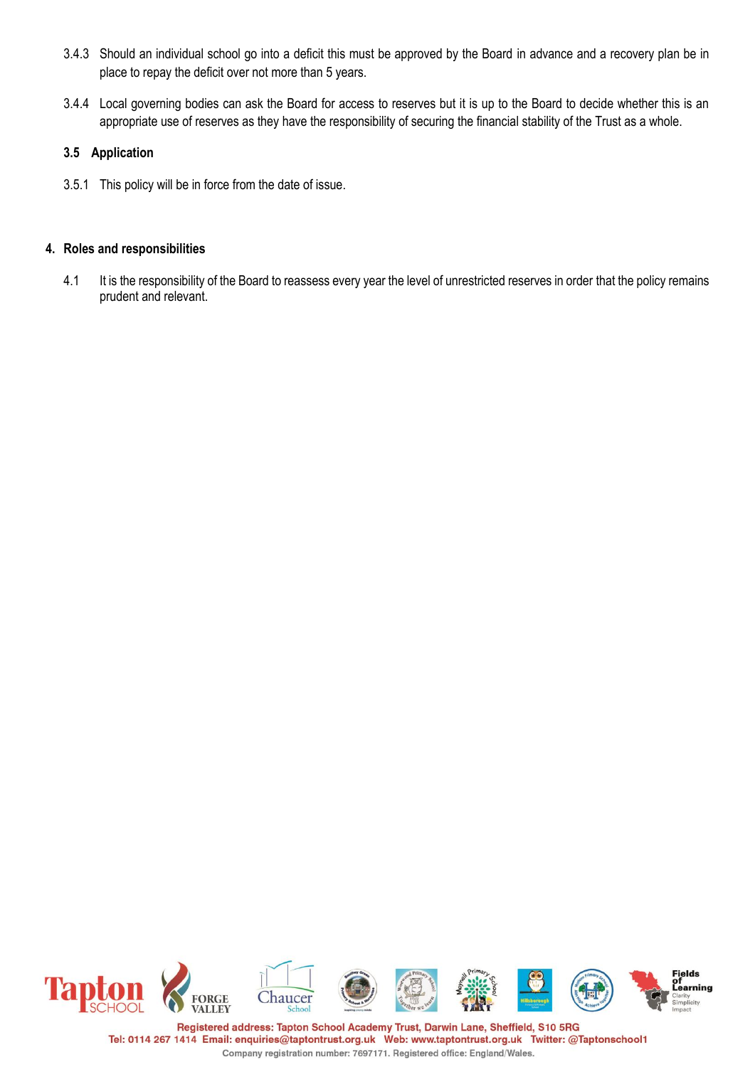3.4.3 Should an individual school go into a deficit this must be approved by the Board in advance and a recovery plan be in place to repay the deficit over not more than 5 years.

3.4.4 Local governing bodies can ask the Board for access to reserves but it is up to the Board to decide whether this is an appropriate use of reserves as they have the responsibility of securing the financial stability of the Trust as a whole.

### 3.5 Application

3.5.1 This policy will be in force from the date of issue.

## 4. Roles and responsibilities

4.1 It is the responsibility of the Board to reassess every year the level of unrestricted reserves in order that the policy remains prudent and relevant.